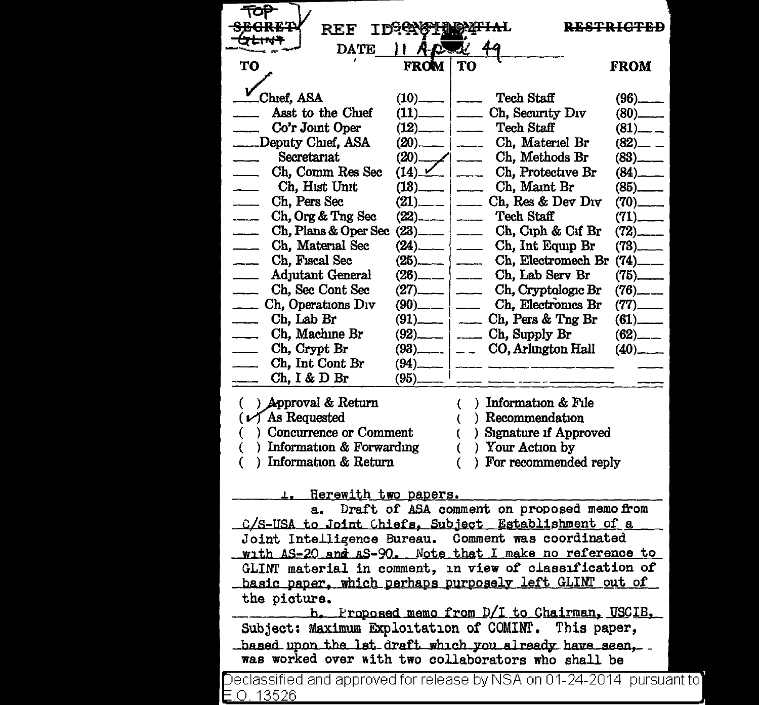TOP SECRET GLINT ~~SECRET~~ REF ID:A61184 ~~CONFIDENTIAL~~ ~~RESTRICTED~~

DATE 11 April 49

| TO | | FROM | TO | | FROM |
|---|---|---|---|---|---|
| ✓ | Chief, ASA | (10)___ | ___ | Tech Staff | (96)___ |
| ___ | Asst to the Chief | (11)___ | ___ | Ch, Security Div | (80)___ |
| ___ | Co'r Joint Oper | (12)___ | ___ | Tech Staff | (81)___ |
| ___ | Deputy Chief, ASA | (20)___ | ___ | Ch, Materiel Br | (82)___ |
| ___ | Secretariat | (20)___ | ___ | Ch, Methods Br | (83)___ |
| ___ | Ch, Comm Res Sec | (14) ✓ | ___ | Ch, Protective Br | (84)___ |
| ___ | Ch, Hist Unit | (13)___ | ___ | Ch, Maint Br | (85)___ |
| ___ | Ch, Pers Sec | (21)___ | ___ | Ch, Res & Dev Div | (70)___ |
| ___ | Ch, Org & Tng Sec | (22)___ | ___ | Tech Staff | (71)___ |
| ___ | Ch, Plans & Oper Sec | (23)___ | ___ | Ch, Ciph & Cif Br | (72)___ |
| ___ | Ch, Material Sec | (24)___ | ___ | Ch, Int Equip Br | (73)___ |
| ___ | Ch, Fiscal Sec | (25)___ | ___ | Ch, Electromech Br | (74)___ |
| ___ | Adjutant General | (26)___ | ___ | Ch, Lab Serv Br | (75)___ |
| ___ | Ch, Sec Cont Sec | (27)___ | ___ | Ch, Cryptologic Br | (76)___ |
| ___ | Ch, Operations Div | (90)___ | ___ | Ch, Electronics Br | (77)___ |
| ___ | Ch, Lab Br | (91)___ | ___ | Ch, Pers & Tng Br | (61)___ |
| ___ | Ch, Machine Br | (92)___ | ___ | Ch, Supply Br | (62)___ |
| ___ | Ch, Crypt Br | (93)___ | ___ | CO, Arlington Hall | (40)___ |
| ___ | Ch, Int Cont Br | (94)___ | ___ | | ___ |
| ___ | Ch, I & D Br | (95)___ | ___ | | ___ |

- ( ) Approval & Return
- (✓) As Requested
- ( ) Concurrence or Comment
- ( ) Information & Forwarding
- ( ) Information & Return
- ( ) Information & File
- ( ) Recommendation
- ( ) Signature if Approved
- ( ) Your Action by
- ( ) For recommended reply

1. Herewith two papers.

a. Draft of ASA comment on proposed memo from C/S-USA to Joint Chiefs, Subject Establishment of a Joint Intelligence Bureau. Comment was coordinated with AS-20 and AS-90. Note that I make no reference to GLINT material in comment, in view of classification of basic paper, which perhaps purposely left GLINT out of the picture.

b. Proposed memo from D/I to Chairman, USCIB, Subject: Maximum Exploitation of COMINT. This paper, based upon the 1st draft which you already have seen, was worked over with two collaborators who shall be

Declassified and approved for release by NSA on 01-24-2014 pursuant to E.O. 13526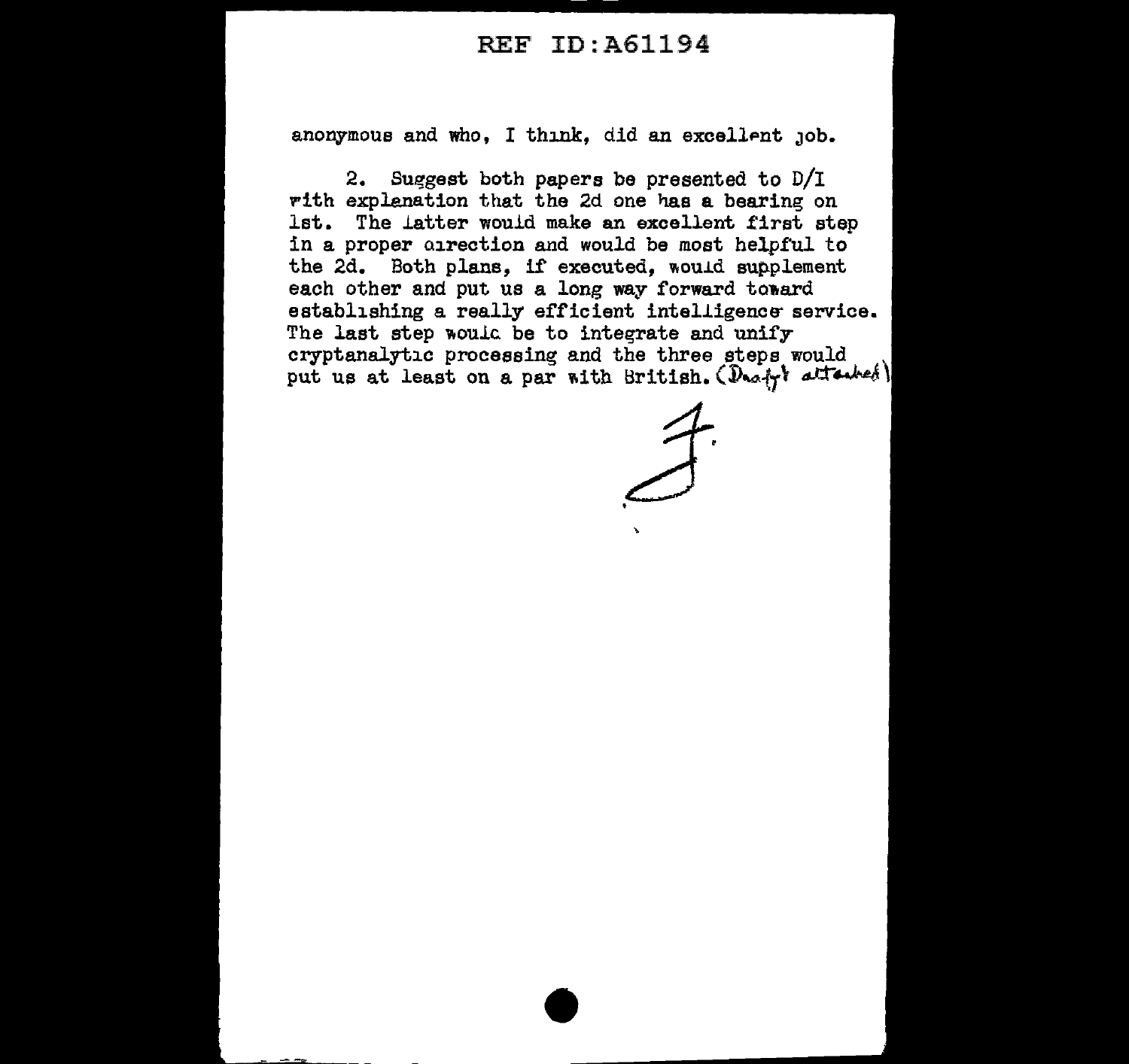anonymous and who, I think, did an excellent job.

2. Suggest both papers be presented to D/I with explanation that the 2d one has a bearing on 1st. The latter would make an excellent first step in a proper direction and would be most helpful to the 2d. Both plans, if executed, would supplement each other and put us a long way forward toward establishing a really efficient intelligence service. The last step would be to integrate and unify cryptanalytic processing and the three steps would put us at least on a par with British. (Draft attached)

F.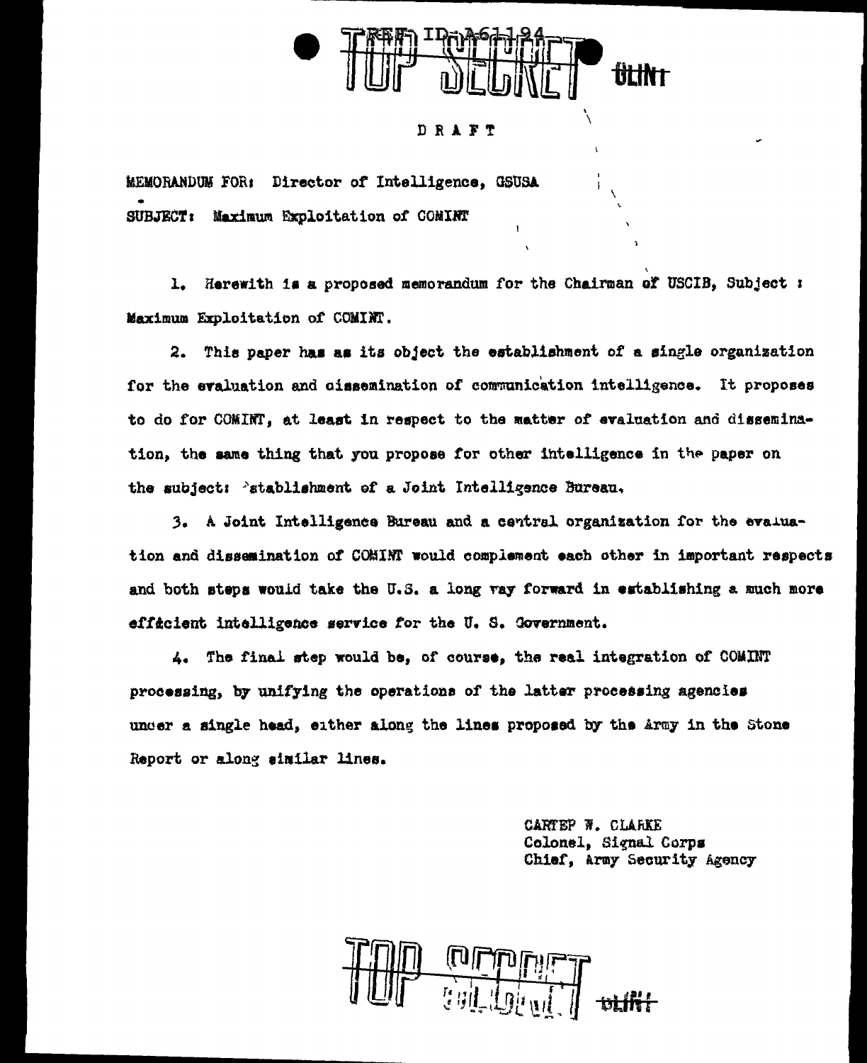REF ID:A61194

TOP SECRET ULINT

DRAFT

MEMORANDUM FOR: Director of Intelligence, GSUSA

SUBJECT: Maximum Exploitation of COMINT

1. Herewith is a proposed memorandum for the Chairman of USCIB, Subject : Maximum Exploitation of COMINT.

2. This paper has as its object the establishment of a single organization for the evaluation and dissemination of communication intelligence. It proposes to do for COMINT, at least in respect to the matter of evaluation and dissemination, the same thing that you propose for other intelligence in the paper on the subject: Establishment of a Joint Intelligence Bureau.

3. A Joint Intelligence Bureau and a central organization for the evaluation and dissemination of COMINT would complement each other in important respects and both steps would take the U.S. a long way forward in establishing a much more efficient intelligence service for the U. S. Government.

4. The final step would be, of course, the real integration of COMINT processing, by unifying the operations of the latter processing agencies under a single head, either along the lines proposed by the Army in the Stone Report or along similar lines.

CARTER W. CLARKE
Colonel, Signal Corps
Chief, Army Security Agency

TOP SECRET ULINT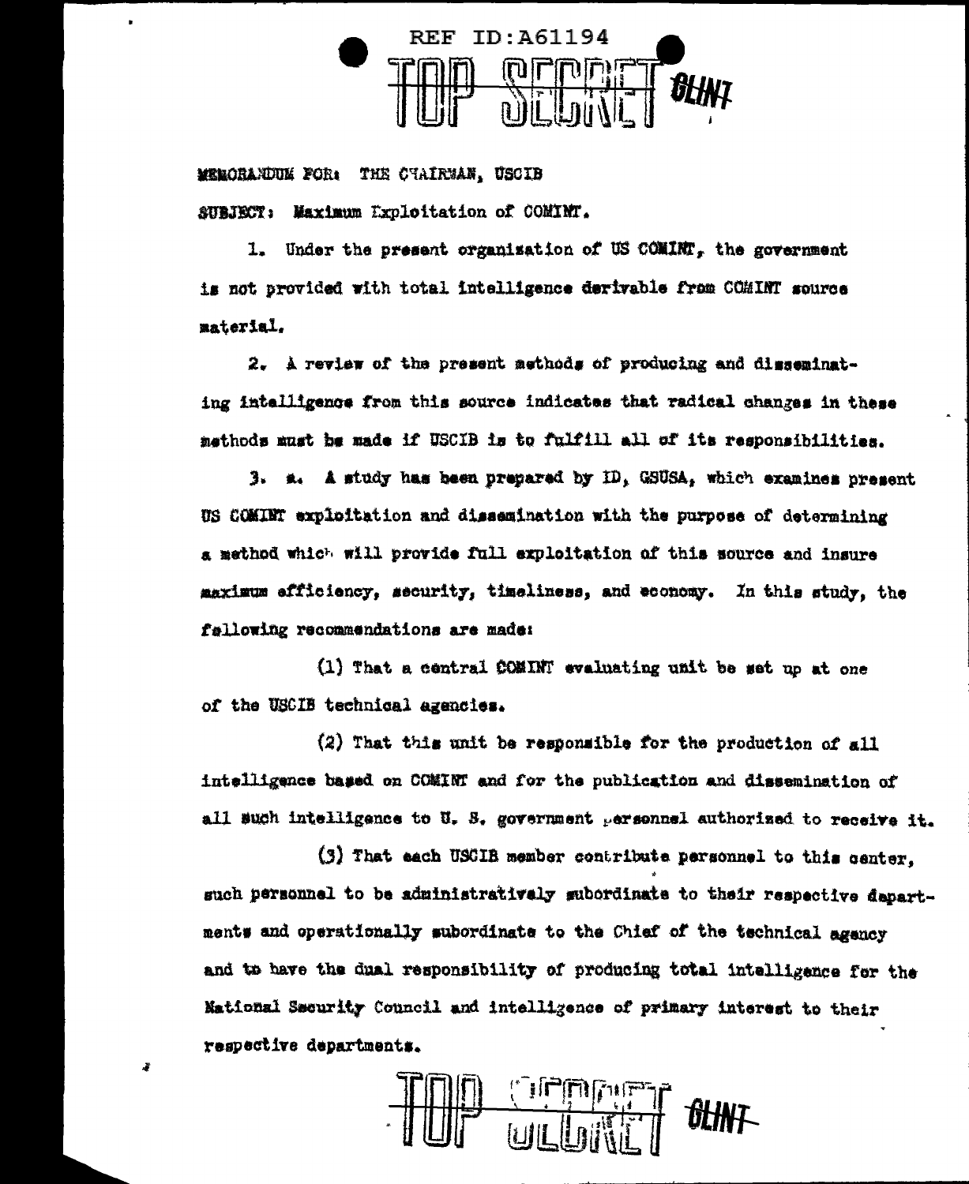REF ID:A61194

TOP SECRET CLINT

MEMORANDUM FOR: THE CHAIRMAN, USCIB

SUBJECT: Maximum Exploitation of COMINT.

1. Under the present organization of US COMINT, the government is not provided with total intelligence derivable from COMINT source material.

2. A review of the present methods of producing and disseminating intelligence from this source indicates that radical changes in these methods must be made if USCIB is to fulfill all of its responsibilities.

3. a. A study has been prepared by ID, GSUSA, which examines present US COMINT exploitation and dissemination with the purpose of determining a method which will provide full exploitation of this source and insure maximum efficiency, security, timeliness, and economy. In this study, the following recommendations are made:

(1) That a central COMINT evaluating unit be set up at one of the USCIB technical agencies.

(2) That this unit be responsible for the production of all intelligence based on COMINT and for the publication and dissemination of all such intelligence to U. S. government personnel authorized to receive it.

(3) That each USCIB member contribute personnel to this center, such personnel to be administratively subordinate to their respective departments and operationally subordinate to the Chief of the technical agency and to have the dual responsibility of producing total intelligence for the National Security Council and intelligence of primary interest to their respective departments.

TOP SECRET CLINT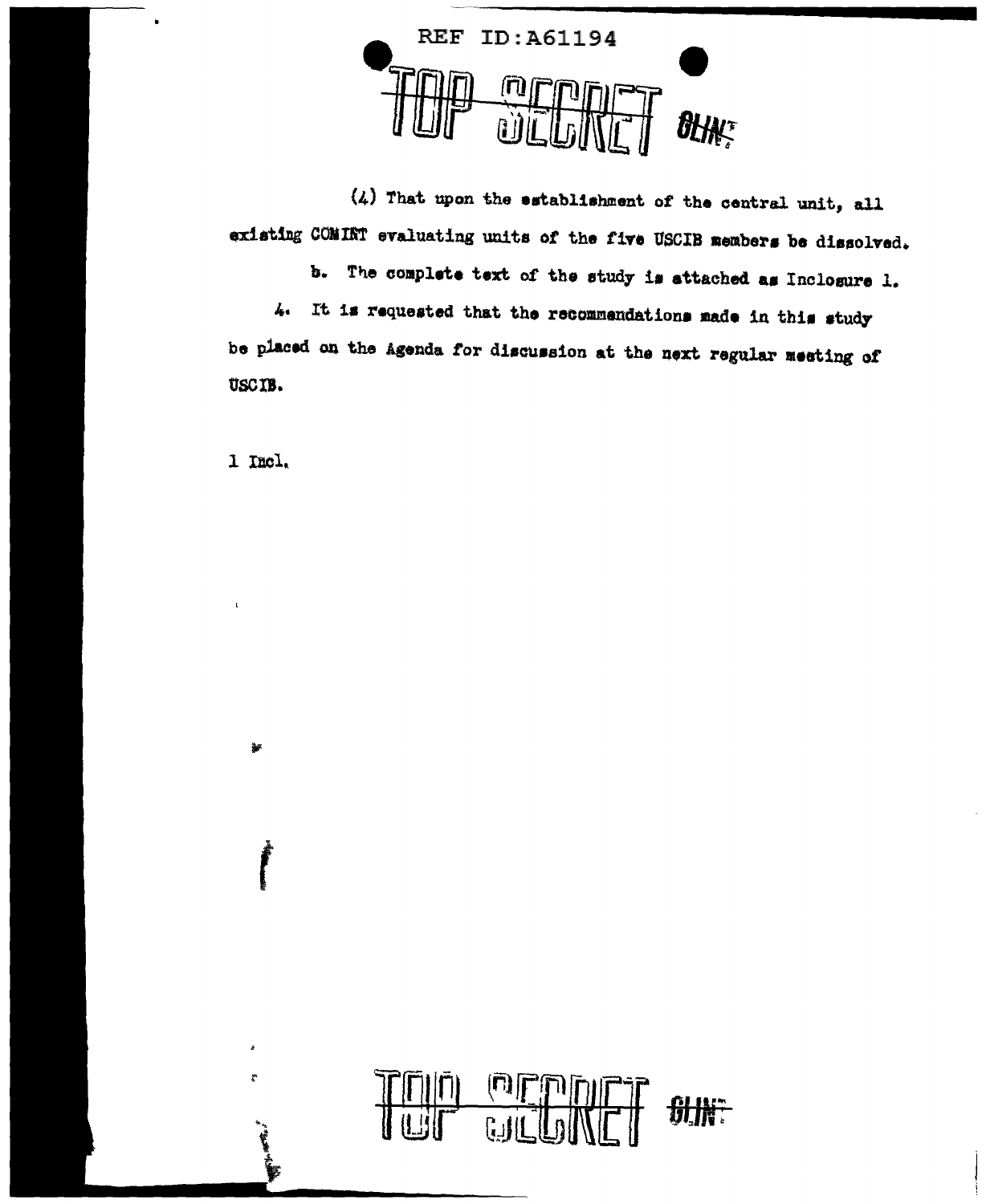(4) That upon the establishment of the central unit, all existing COMINT evaluating units of the five USCIB members be dissolved.

b. The complete text of the study is attached as Inclosure 1.

4. It is requested that the recommendations made in this study be placed on the Agenda for discussion at the next regular meeting of USCIB.

1 Incl.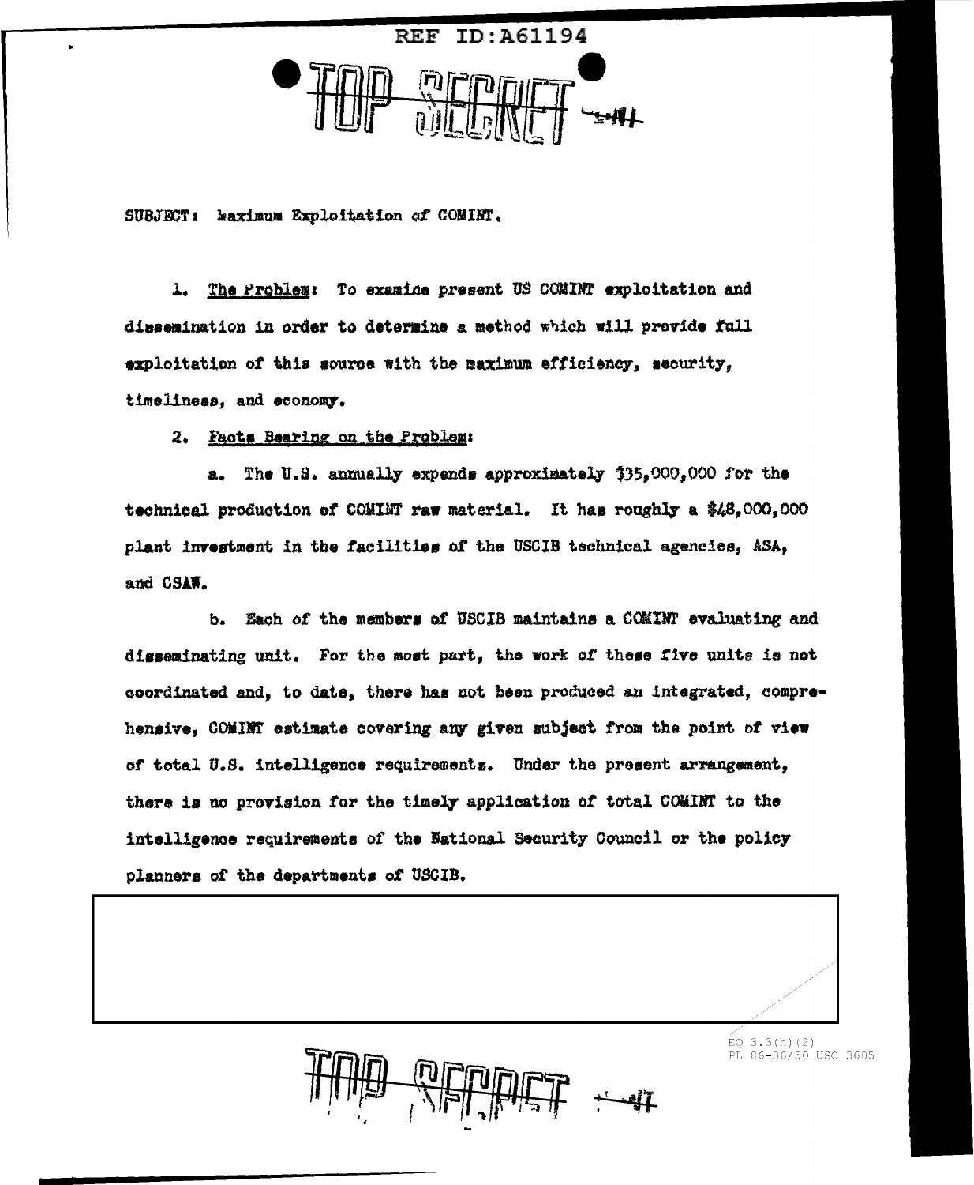SUBJECT: Maximum Exploitation of COMINT.

1. The Problem: To examine present US COMINT exploitation and dissemination in order to determine a method which will provide full exploitation of this source with the maximum efficiency, security, timeliness, and economy.

2. Facts Bearing on the Problem:

a. The U.S. annually expends approximately $35,000,000 for the technical production of COMINT raw material. It has roughly a $48,000,000 plant investment in the facilities of the USCIB technical agencies, ASA, and CSAW.

b. Each of the members of USCIB maintains a COMINT evaluating and disseminating unit. For the most part, the work of these five units is not coordinated and, to date, there has not been produced an integrated, comprehensive, COMINT estimate covering any given subject from the point of view of total U.S. intelligence requirements. Under the present arrangement, there is no provision for the timely application of total COMINT to the intelligence requirements of the National Security Council or the policy planners of the departments of USCIB.

EO 3.3(h)(2)
PL 86-36/50 USC 3605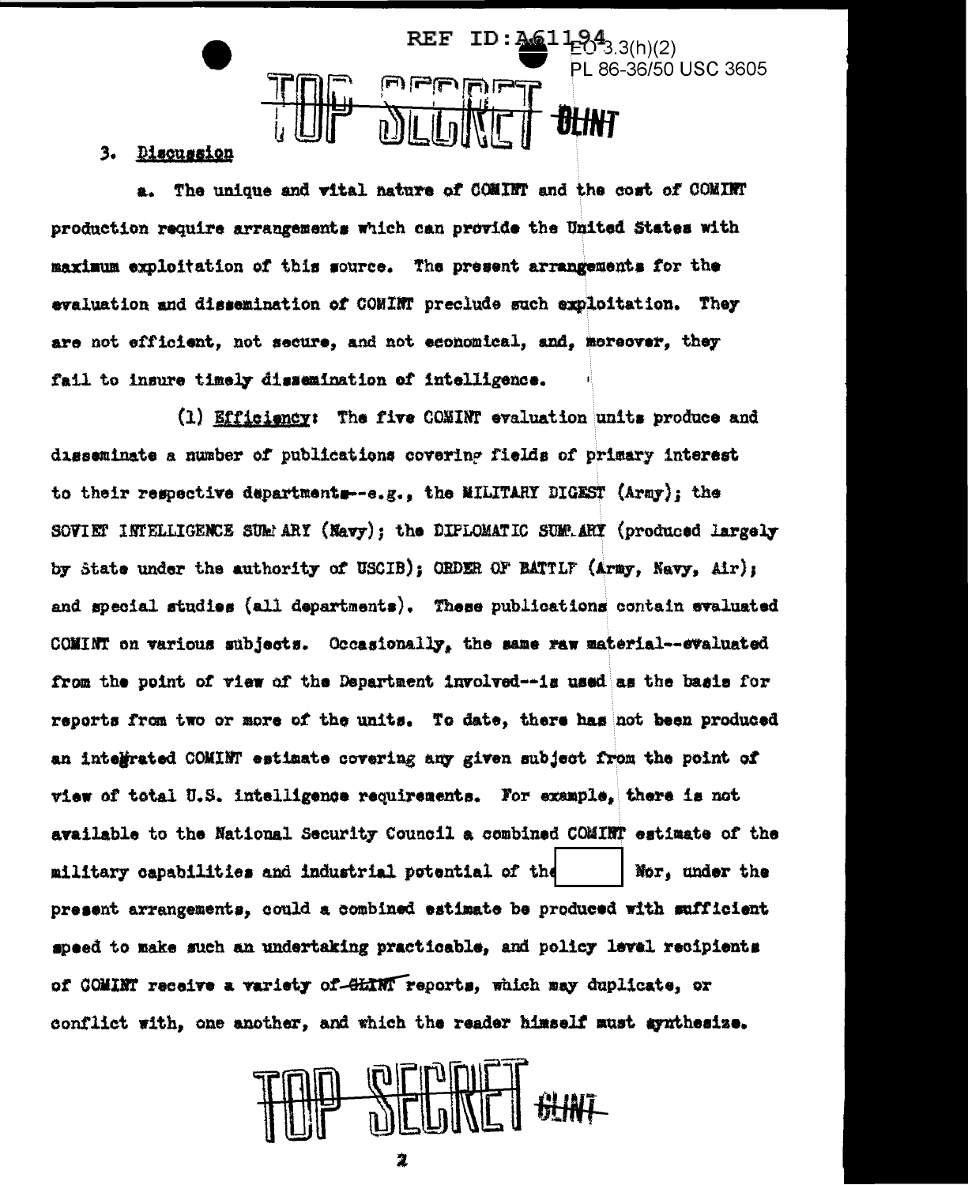### 3. Discussion

a. The unique and vital nature of COMINT and the cost of COMINT production require arrangements which can provide the United States with maximum exploitation of this source. The present arrangements for the evaluation and dissemination of COMINT preclude such exploitation. They are not efficient, not secure, and not economical, and, moreover, they fail to insure timely dissemination of intelligence.

(1) Efficiency: The five COMINT evaluation units produce and disseminate a number of publications covering fields of primary interest to their respective departments--e.g., the MILITARY DIGEST (Army); the SOVIET INTELLIGENCE SUMMARY (Navy); the DIPLOMATIC SUMMARY (produced largely by State under the authority of USCIB); ORDER OF BATTLE (Army, Navy, Air); and special studies (all departments). These publications contain evaluated COMINT on various subjects. Occasionally, the same raw material--evaluated from the point of view of the Department involved--is used as the basis for reports from two or more of the units. To date, there has not been produced an integrated COMINT estimate covering any given subject from the point of view of total U.S. intelligence requirements. For example, there is not available to the National Security Council a combined COMINT estimate of the military capabilities and industrial potential of the [          ] Nor, under the present arrangements, could a combined estimate be produced with sufficient speed to make such an undertaking practicable, and policy level recipients of COMINT receive a variety of ~~OLINT~~ reports, which may duplicate, or conflict with, one another, and which the reader himself must synthesize.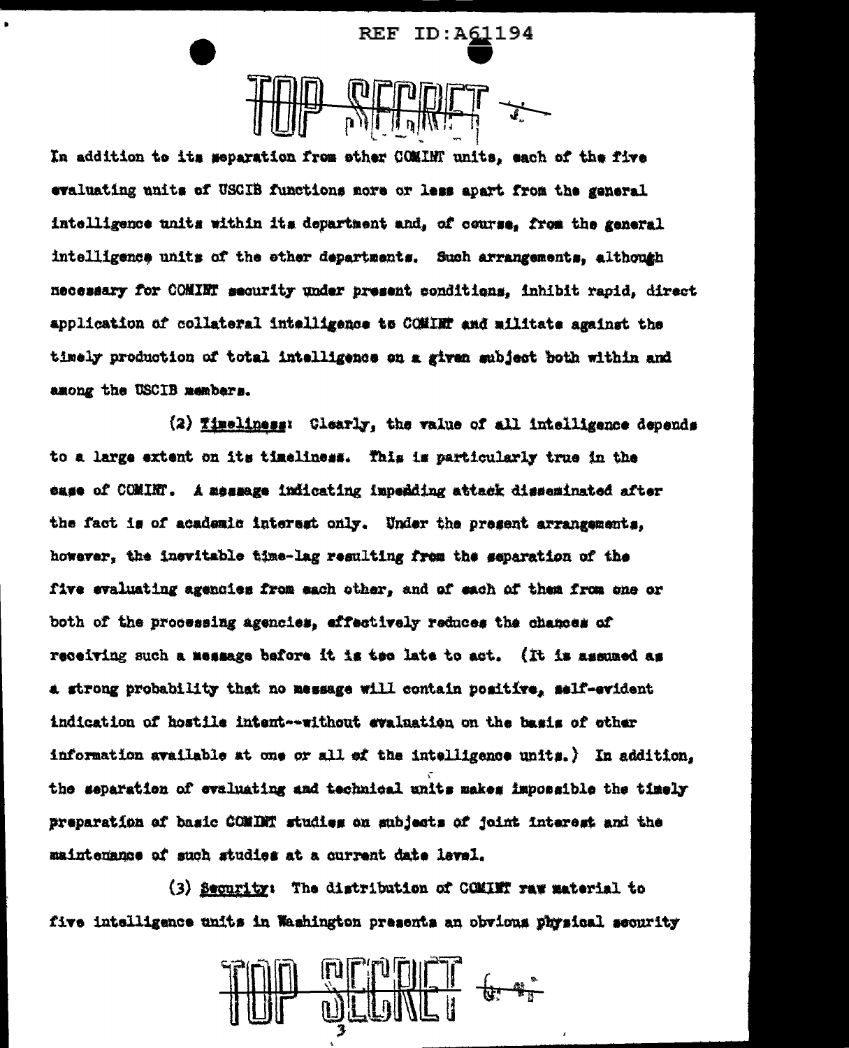In addition to its separation from other COMINT units, each of the five evaluating units of USCIB functions more or less apart from the general intelligence units within its department and, of course, from the general intelligence units of the other departments. Such arrangements, although necessary for COMINT security under present conditions, inhibit rapid, direct application of collateral intelligence to COMINT and militate against the timely production of total intelligence on a given subject both within and among the USCIB members.

(2) Timeliness: Clearly, the value of all intelligence depends to a large extent on its timeliness. This is particularly true in the case of COMINT. A message indicating impending attack disseminated after the fact is of academic interest only. Under the present arrangements, however, the inevitable time-lag resulting from the separation of the five evaluating agencies from each other, and of each of them from one or both of the processing agencies, effectively reduces the chances of receiving such a message before it is too late to act. (It is assumed as a strong probability that no message will contain positive, self-evident indication of hostile intent--without evaluation on the basis of other information available at one or all of the intelligence units.) In addition, the separation of evaluating and technical units makes impossible the timely preparation of basic COMINT studies on subjects of joint interest and the maintenance of such studies at a current date level.

(3) Security: The distribution of COMINT raw material to five intelligence units in Washington presents an obvious physical security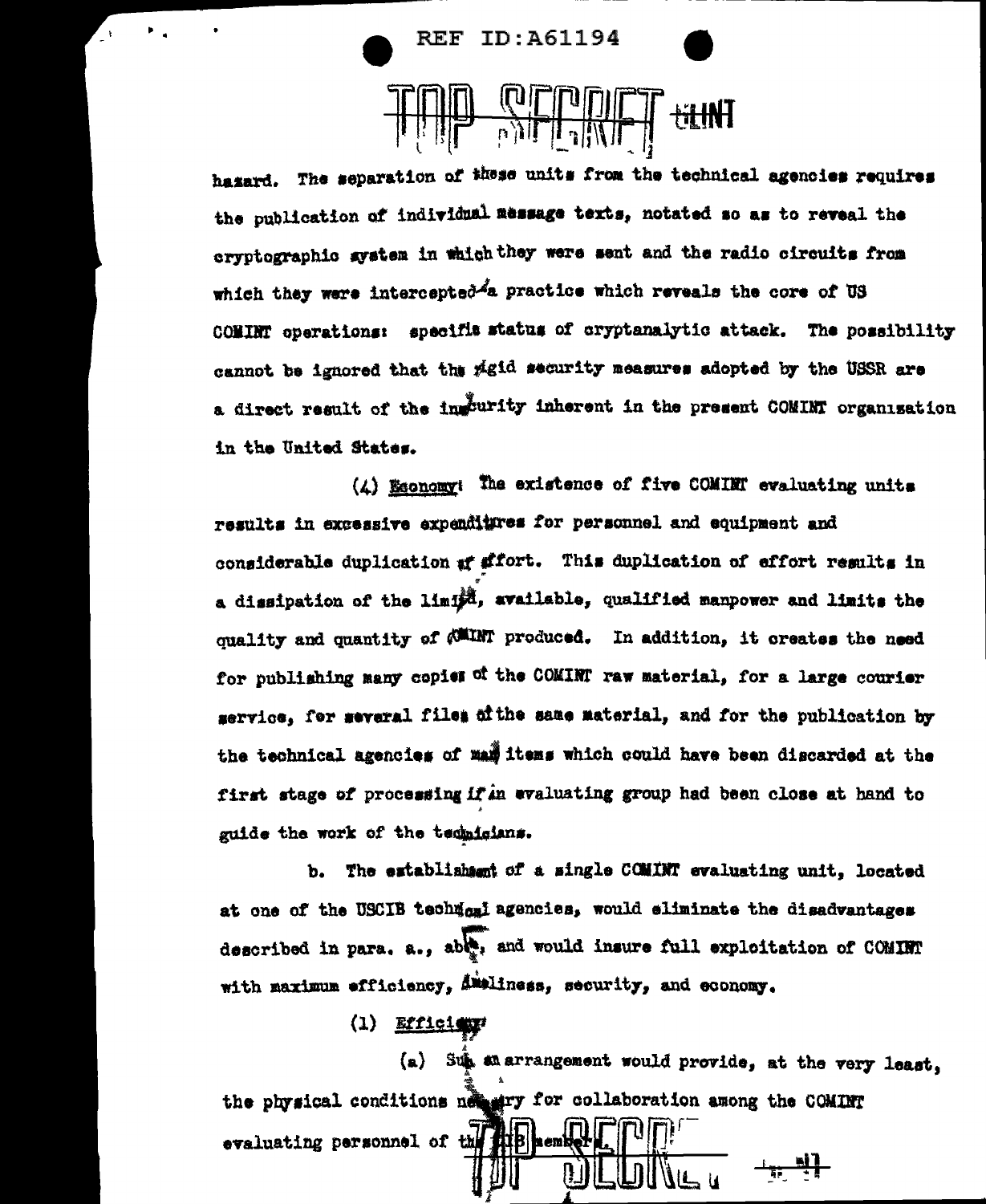hazard. The separation of these units from the technical agencies requires the publication of individual message texts, notated so as to reveal the cryptographic system in which they were sent and the radio circuits from which they were intercepted—a practice which reveals the core of US COMINT operations: specific status of cryptanalytic attack. The possibility cannot be ignored that the rigid security measures adopted by the USSR are a direct result of the insecurity inherent in the present COMINT organization in the United States.

(4) Economy: The existence of five COMINT evaluating units results in excessive expenditures for personnel and equipment and considerable duplication of effort. This duplication of effort results in a dissipation of the limited, available, qualified manpower and limits the quality and quantity of COMINT produced. In addition, it creates the need for publishing many copies of the COMINT raw material, for a large courier service, for several files of the same material, and for the publication by the technical agencies of many items which could have been discarded at the first stage of processing if an evaluating group had been close at hand to guide the work of the technicians.

b. The establishment of a single COMINT evaluating unit, located at one of the USCIB technical agencies, would eliminate the disadvantages described in para. a., above, and would insure full exploitation of COMINT with maximum efficiency, timeliness, security, and economy.

(1) Efficiency:

(a) Such an arrangement would provide, at the very least, the physical conditions necessary for collaboration among the COMINT evaluating personnel of the USCIB members.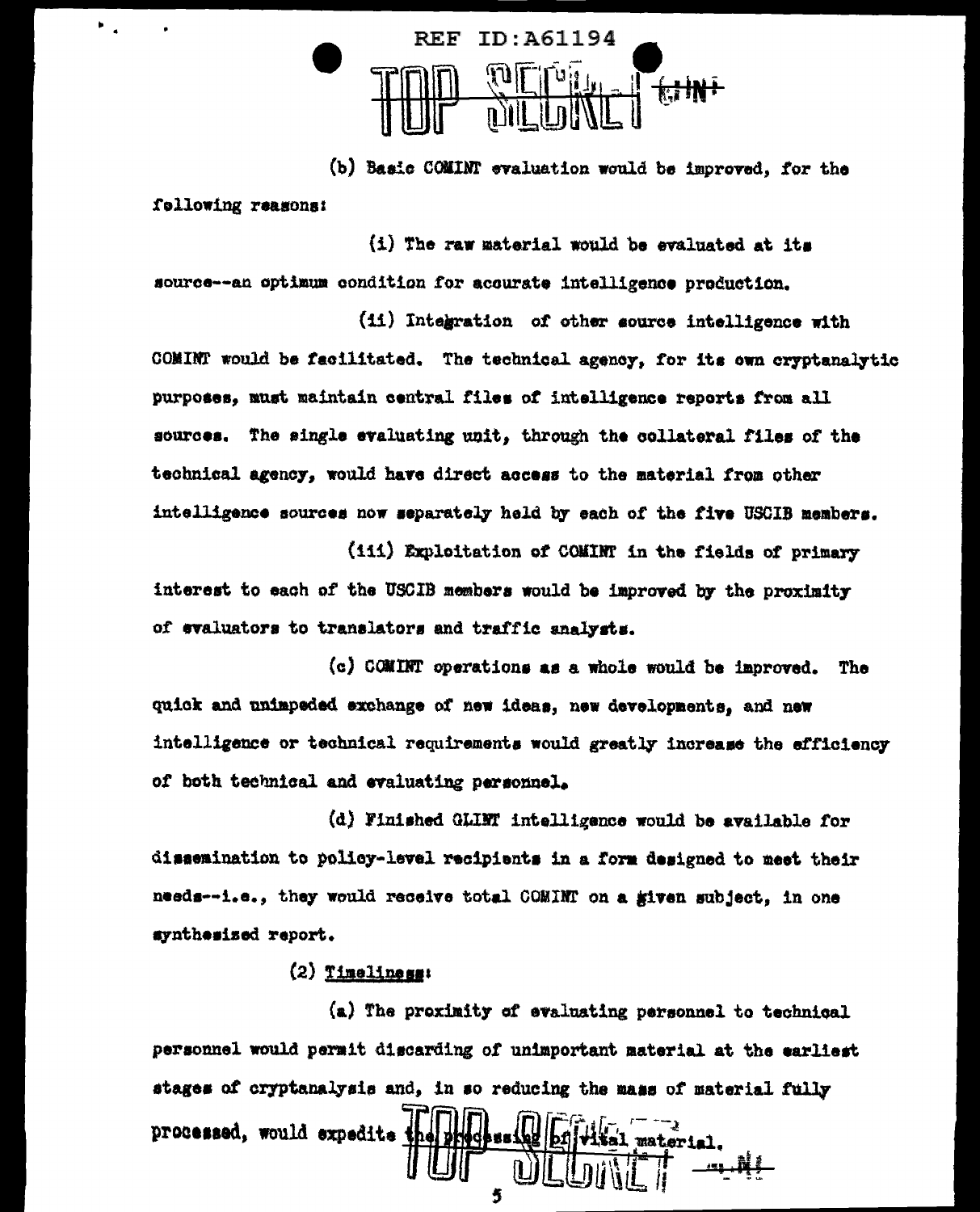(b) Basic COMINT evaluation would be improved, for the following reasons:

(i) The raw material would be evaluated at its source--an optimum condition for accurate intelligence production.

(ii) Integration of other source intelligence with COMINT would be facilitated. The technical agency, for its own cryptanalytic purposes, must maintain central files of intelligence reports from all sources. The single evaluating unit, through the collateral files of the technical agency, would have direct access to the material from other intelligence sources now separately held by each of the five USCIB members.

(iii) Exploitation of COMINT in the fields of primary interest to each of the USCIB members would be improved by the proximity of evaluators to translators and traffic analysts.

(c) COMINT operations as a whole would be improved. The quick and unimpeded exchange of new ideas, new developments, and new intelligence or technical requirements would greatly increase the efficiency of both technical and evaluating personnel.

(d) Finished COMINT intelligence would be available for dissemination to policy-level recipients in a form designed to meet their needs--i.e., they would receive total COMINT on a given subject, in one synthesized report.

(2) Timeliness:

(a) The proximity of evaluating personnel to technical personnel would permit discarding of unimportant material at the earliest stages of cryptanalysis and, in so reducing the mass of material fully processed, would expedite the processing of vital material.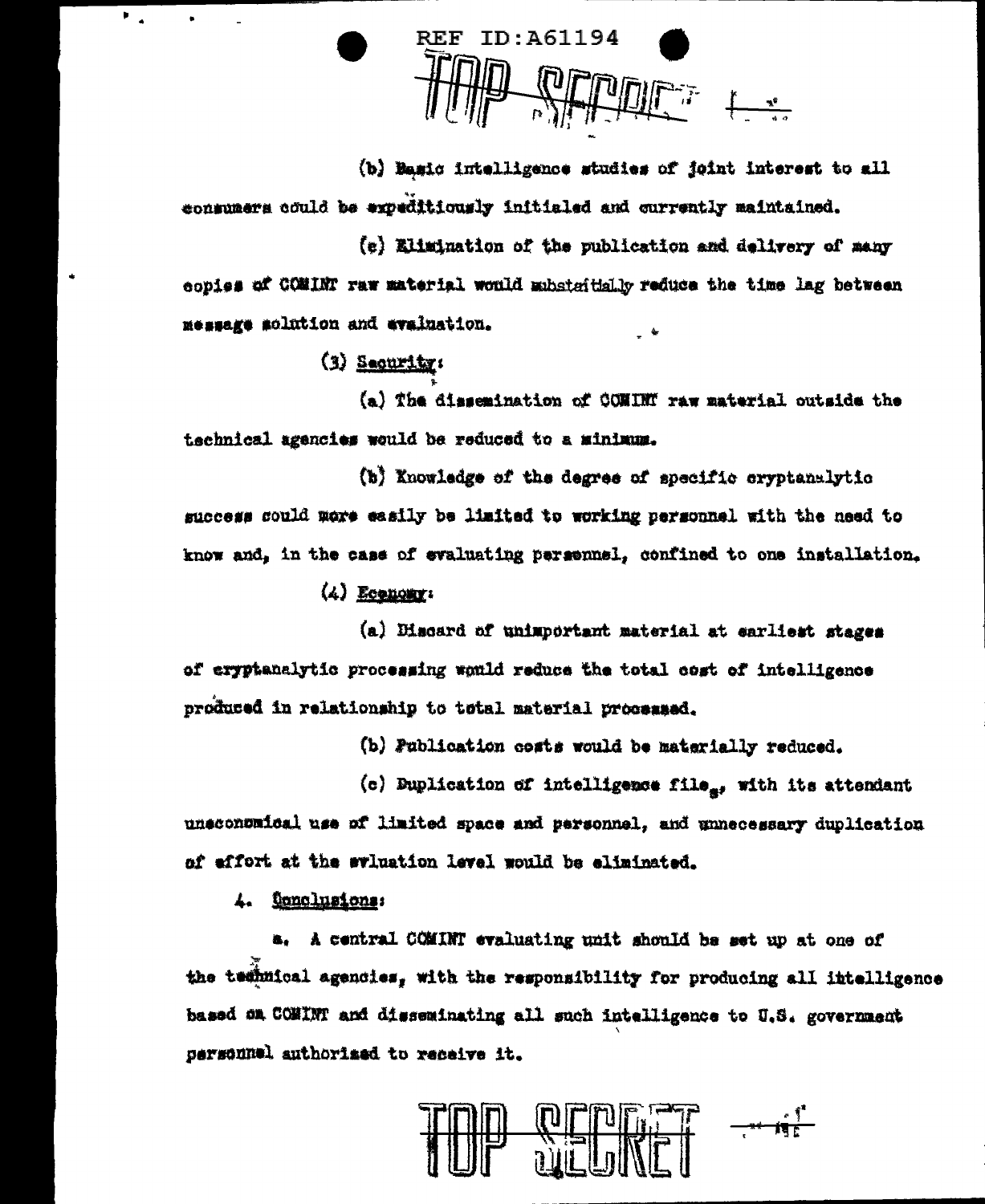(b) Basic intelligence studies of joint interest to all consumers could be expeditiously initialed and currently maintained.

(c) Elimination of the publication and delivery of many copies of COMINT raw material would substantially reduce the time lag between message solution and evaluation.

(3) Security:

(a) The dissemination of COMINT raw material outside the technical agencies would be reduced to a minimum.

(b) Knowledge of the degree of specific cryptanalytic success could more easily be limited to working personnel with the need to know and, in the case of evaluating personnel, confined to one installation.

(4) Economy:

(a) Discard of unimportant material at earliest stages of cryptanalytic processing would reduce the total cost of intelligence produced in relationship to total material processed.

(b) Publication costs would be materially reduced.

(c) Duplication of intelligence files, with its attendant uneconomical use of limited space and personnel, and unnecessary duplication of effort at the evluation level would be eliminated.

4. Conclusions:

a. A central COMINT evaluating unit should be set up at one of the technical agencies, with the responsibility for producing all intelligence based on COMINT and disseminating all such intelligence to U.S. government personnel authorized to receive it.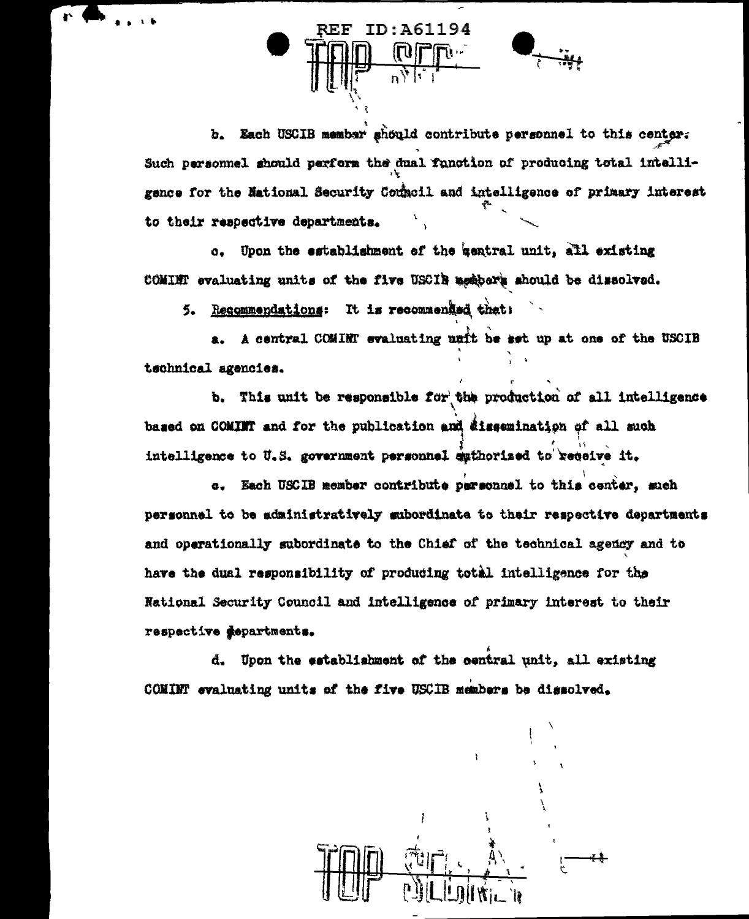b. Each USCIB member should contribute personnel to this center. Such personnel should perform the dual function of producing total intelligence for the National Security Council and intelligence of primary interest to their respective departments.

c. Upon the establishment of the central unit, all existing COMINT evaluating units of the five USCIB members should be dissolved.

5. Recommendations: It is recommended that:

a. A central COMINT evaluating unit be set up at one of the USCIB technical agencies.

b. This unit be responsible for the production of all intelligence based on COMINT and for the publication and dissemination of all such intelligence to U.S. government personnel authorized to receive it.

c. Each USCIB member contribute personnel to this center, such personnel to be administratively subordinate to their respective departments and operationally subordinate to the Chief of the technical agency and to have the dual responsibility of producing total intelligence for the National Security Council and intelligence of primary interest to their respective departments.

d. Upon the establishment of the central unit, all existing COMINT evaluating units of the five USCIB members be dissolved.